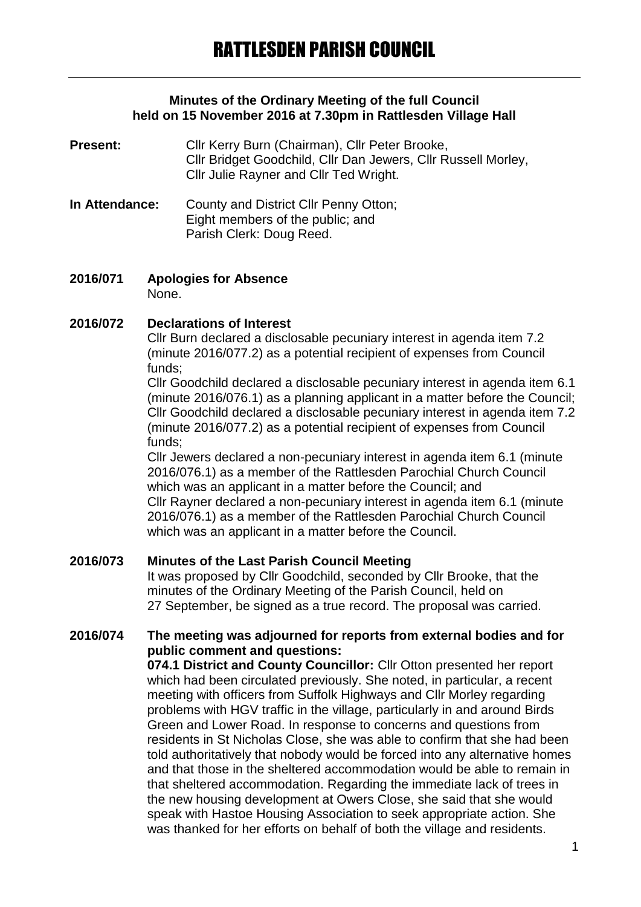# RATTLESDEN PARISH COUNCIL

**Minutes of the Ordinary Meeting of the full Council held on 15 November 2016 at 7.30pm in Rattlesden Village Hall**

**Present:** Cllr Kerry Burn (Chairman), Cllr Peter Brooke, Cllr Bridget Goodchild, Cllr Dan Jewers, Cllr Russell Morley, Cllr Julie Rayner and Cllr Ted Wright.

**In Attendance:** County and District Cllr Penny Otton; Eight members of the public; and Parish Clerk: Doug Reed.

**2016/071 Apologies for Absence**

None.

**2016/072 Declarations of Interest**

Cllr Burn declared a disclosable pecuniary interest in agenda item 7.2 (minute 2016/077.2) as a potential recipient of expenses from Council funds;

Cllr Goodchild declared a disclosable pecuniary interest in agenda item 6.1 (minute 2016/076.1) as a planning applicant in a matter before the Council;

Cllr Goodchild declared a disclosable pecuniary interest in agenda item 7.2 (minute 2016/077.2) as a potential recipient of expenses from Council funds;

Cllr Jewers declared a non-pecuniary interest in agenda item 6.1 (minute 2016/076.1) as a member of the Rattlesden Parochial Church Council which was an applicant in a matter before the Council; and

Cllr Rayner declared a non-pecuniary interest in agenda item 6.1 (minute 2016/076.1) as a member of the Rattlesden Parochial Church Council which was an applicant in a matter before the Council.

**2016/073 Minutes of the Last Parish Council Meeting**

It was proposed by Cllr Goodchild, seconded by Cllr Brooke, that the minutes of the Ordinary Meeting of the Parish Council, held on 27 September, be signed as a true record. The proposal was carried.

**2016/074 The meeting was adjourned for reports from external bodies and for public comment and questions:**

**074.1 District and County Councillor:** Cllr Otton presented her report which had been circulated previously. She noted, in particular, a recent meeting with officers from Suffolk Highways and Cllr Morley regarding problems with HGV traffic in the village, particularly in and around Birds Green and Lower Road. In response to concerns and questions from residents in St Nicholas Close, she was able to confirm that she had been told authoritatively that nobody would be forced into any alternative homes and that those in the sheltered accommodation would be able to remain in that sheltered accommodation. Regarding the immediate lack of trees in the new housing development at Owers Close, she said that she would speak with Hastoe Housing Association to seek appropriate action. She was thanked for her efforts on behalf of both the village and residents.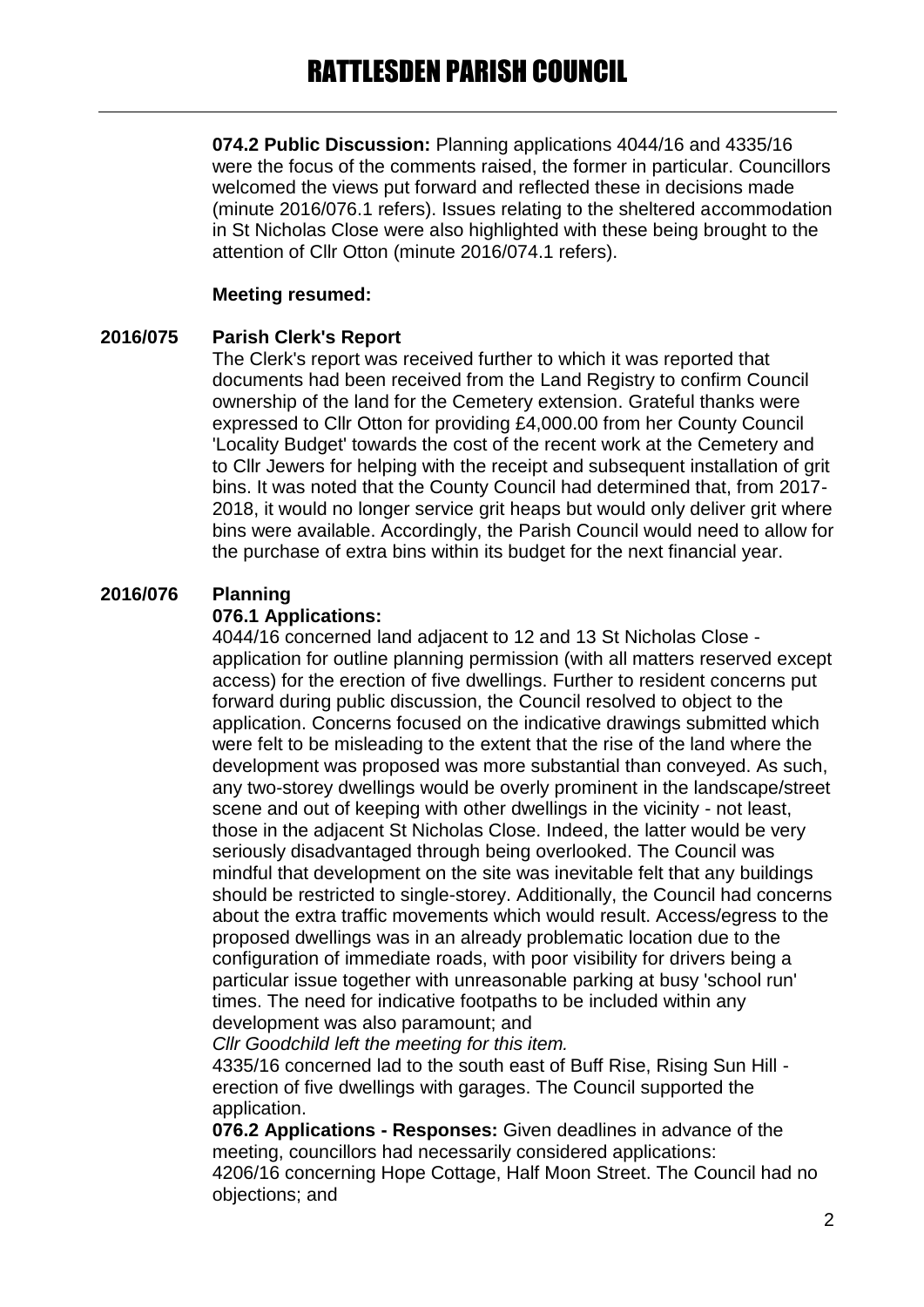**074.2 Public Discussion:** Planning applications 4044/16 and 4335/16 were the focus of the comments raised, the former in particular. Councillors welcomed the views put forward and reflected these in decisions made (minute 2016/076.1 refers). Issues relating to the sheltered accommodation in St Nicholas Close were also highlighted with these being brought to the attention of Cllr Otton (minute 2016/074.1 refers).

**Meeting resumed:**

**2016/075 Parish Clerk's Report**

The Clerk's report was received further to which it was reported that documents had been received from the Land Registry to confirm Council ownership of the land for the Cemetery extension. Grateful thanks were expressed to Cllr Otton for providing £4,000.00 from her County Council 'Locality Budget' towards the cost of the recent work at the Cemetery and to Cllr Jewers for helping with the receipt and subsequent installation of grit bins. It was noted that the County Council had determined that, from 2017-2018, it would no longer service grit heaps but would only deliver grit where bins were available. Accordingly, the Parish Council would need to allow for the purchase of extra bins within its budget for the next financial year.

**2016/076 Planning**

**076.1 Applications:**

4044/16 concerned land adjacent to 12 and 13 St Nicholas Close - application for outline planning permission (with all matters reserved except access) for the erection of five dwellings. Further to resident concerns put forward during public discussion, the Council resolved to object to the application. Concerns focused on the indicative drawings submitted which were felt to be misleading to the extent that the rise of the land where the development was proposed was more substantial than conveyed. As such, any two-storey dwellings would be overly prominent in the landscape/street scene and out of keeping with other dwellings in the vicinity - not least, those in the adjacent St Nicholas Close. Indeed, the latter would be very seriously disadvantaged through being overlooked. The Council was mindful that development on the site was inevitable felt that any buildings should be restricted to single-storey. Additionally, the Council had concerns about the extra traffic movements which would result. Access/egress to the proposed dwellings was in an already problematic location due to the configuration of immediate roads, with poor visibility for drivers being a particular issue together with unreasonable parking at busy 'school run' times. The need for indicative footpaths to be included within any development was also paramount; and

*Cllr Goodchild left the meeting for this item.*

4335/16 concerned lad to the south east of Buff Rise, Rising Sun Hill - erection of five dwellings with garages. The Council supported the application.

**076.2 Applications - Responses:** Given deadlines in advance of the meeting, councillors had necessarily considered applications:

4206/16 concerning Hope Cottage, Half Moon Street. The Council had no objections; and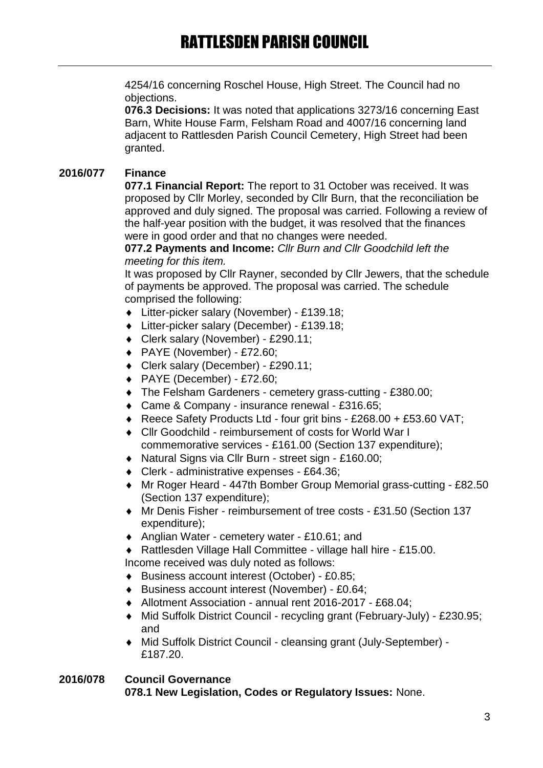4254/16 concerning Roschel House, High Street. The Council had no objections.

**076.3 Decisions:** It was noted that applications 3273/16 concerning East Barn, White House Farm, Felsham Road and 4007/16 concerning land adjacent to Rattlesden Parish Council Cemetery, High Street had been granted.

## 2016/077 Finance

**077.1 Financial Report:** The report to 31 October was received. It was proposed by Cllr Morley, seconded by Cllr Burn, that the reconciliation be approved and duly signed. The proposal was carried. Following a review of the half-year position with the budget, it was resolved that the finances were in good order and that no changes were needed.

**077.2 Payments and Income:** *Cllr Burn and Cllr Goodchild left the meeting for this item.*

It was proposed by Cllr Rayner, seconded by Cllr Jewers, that the schedule of payments be approved. The proposal was carried. The schedule comprised the following:

- Litter-picker salary (November) - £139.18;
- Litter-picker salary (December) - £139.18;
- Clerk salary (November) - £290.11;
- PAYE (November) - £72.60;
- Clerk salary (December) - £290.11;
- PAYE (December) - £72.60;
- The Felsham Gardeners - cemetery grass-cutting - £380.00;
- Came & Company - insurance renewal - £316.65;
- Reece Safety Products Ltd - four grit bins - £268.00 + £53.60 VAT;
- Cllr Goodchild - reimbursement of costs for World War I commemorative services - £161.00 (Section 137 expenditure);
- Natural Signs via Cllr Burn - street sign - £160.00;
- Clerk - administrative expenses - £64.36;
- Mr Roger Heard - 447th Bomber Group Memorial grass-cutting - £82.50 (Section 137 expenditure);
- Mr Denis Fisher - reimbursement of tree costs - £31.50 (Section 137 expenditure);
- Anglian Water - cemetery water - £10.61; and
- Rattlesden Village Hall Committee - village hall hire - £15.00.

Income received was duly noted as follows:

- Business account interest (October) - £0.85;
- Business account interest (November) - £0.64;
- Allotment Association - annual rent 2016-2017 - £68.04;
- Mid Suffolk District Council - recycling grant (February-July) - £230.95; and
- Mid Suffolk District Council - cleansing grant (July-September) - £187.20.

## 2016/078 Council Governance

**078.1 New Legislation, Codes or Regulatory Issues:** None.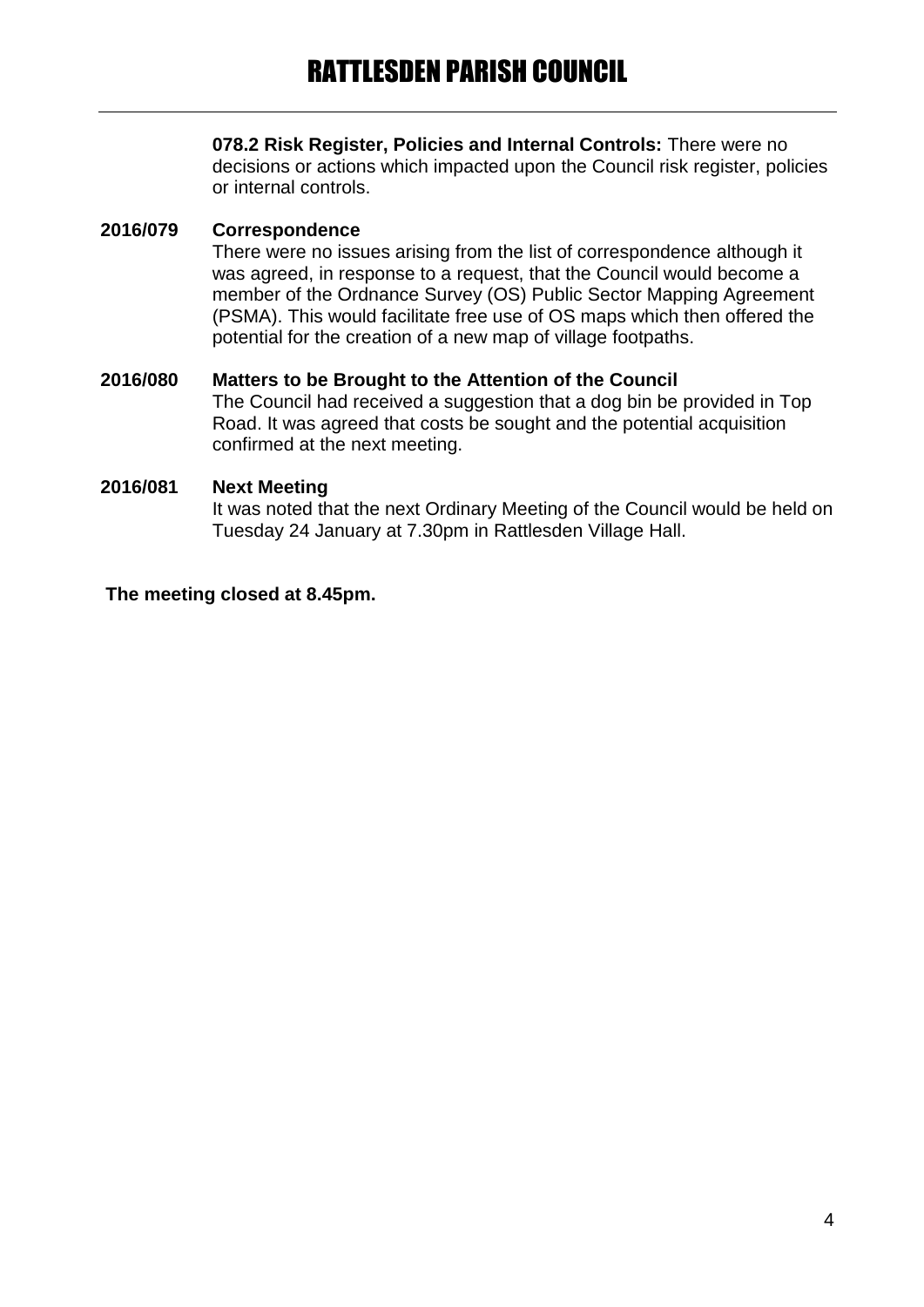**078.2 Risk Register, Policies and Internal Controls:** There were no decisions or actions which impacted upon the Council risk register, policies or internal controls.

**2016/079 Correspondence**

There were no issues arising from the list of correspondence although it was agreed, in response to a request, that the Council would become a member of the Ordnance Survey (OS) Public Sector Mapping Agreement (PSMA). This would facilitate free use of OS maps which then offered the potential for the creation of a new map of village footpaths.

**2016/080 Matters to be Brought to the Attention of the Council**

The Council had received a suggestion that a dog bin be provided in Top Road. It was agreed that costs be sought and the potential acquisition confirmed at the next meeting.

**2016/081 Next Meeting**

It was noted that the next Ordinary Meeting of the Council would be held on Tuesday 24 January at 7.30pm in Rattlesden Village Hall.

**The meeting closed at 8.45pm.**